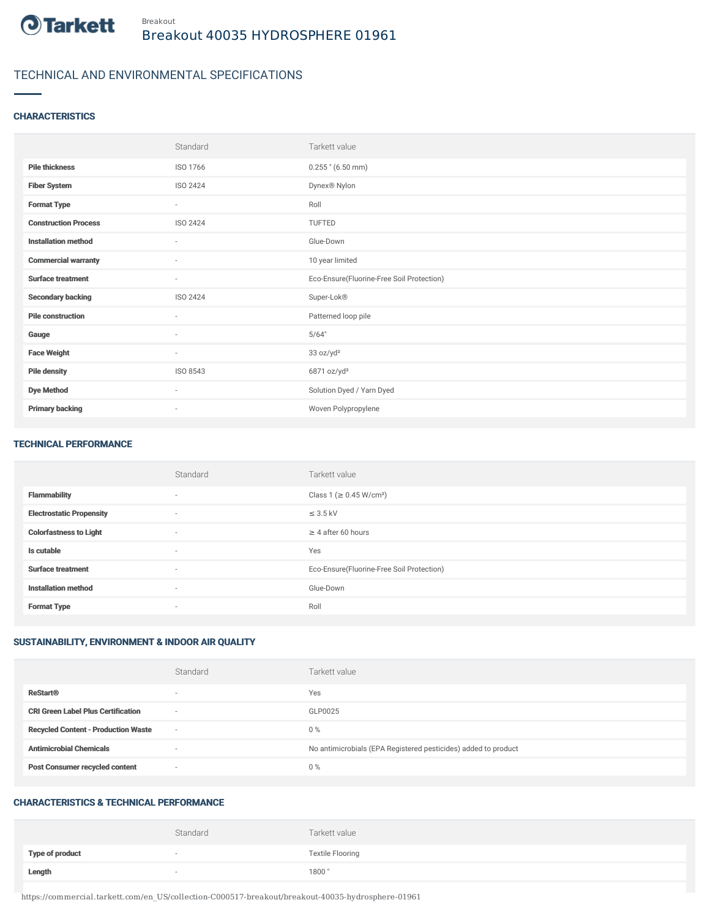Breakout

# Breakout 40035 HYDROSPHERE 01961

## TECHNICAL AND ENVIRONMENTAL SPECIFICATIONS

### CHARACTERISTICS

| | Standard | Tarkett value |
|---|---|---|
| **Pile thickness** | ISO 1766 | 0.255 " (6.50 mm) |
| **Fiber System** | ISO 2424 | Dynex® Nylon |
| **Format Type** | - | Roll |
| **Construction Process** | ISO 2424 | TUFTED |
| **Installation method** | - | Glue-Down |
| **Commercial warranty** | - | 10 year limited |
| **Surface treatment** | - | Eco-Ensure(Fluorine-Free Soil Protection) |
| **Secondary backing** | ISO 2424 | Super-Lok® |
| **Pile construction** | - | Patterned loop pile |
| **Gauge** | - | 5/64" |
| **Face Weight** | - | 33 oz/yd² |
| **Pile density** | ISO 8543 | 6871 oz/yd³ |
| **Dye Method** | - | Solution Dyed / Yarn Dyed |
| **Primary backing** | - | Woven Polypropylene |

### TECHNICAL PERFORMANCE

| | Standard | Tarkett value |
|---|---|---|
| **Flammability** | - | Class 1 (≥ 0.45 W/cm²) |
| **Electrostatic Propensity** | - | ≤ 3.5 kV |
| **Colorfastness to Light** | - | ≥ 4 after 60 hours |
| **Is cutable** | - | Yes |
| **Surface treatment** | - | Eco-Ensure(Fluorine-Free Soil Protection) |
| **Installation method** | - | Glue-Down |
| **Format Type** | - | Roll |

### SUSTAINABILITY, ENVIRONMENT & INDOOR AIR QUALITY

| | Standard | Tarkett value |
|---|---|---|
| **ReStart®** | - | Yes |
| **CRI Green Label Plus Certification** | - | GLP0025 |
| **Recycled Content - Production Waste** | - | 0 % |
| **Antimicrobial Chemicals** | - | No antimicrobials (EPA Registered pesticides) added to product |
| **Post Consumer recycled content** | - | 0 % |

### CHARACTERISTICS & TECHNICAL PERFORMANCE

| | Standard | Tarkett value |
|---|---|---|
| **Type of product** | - | Textile Flooring |
| **Length** | - | 1800 " |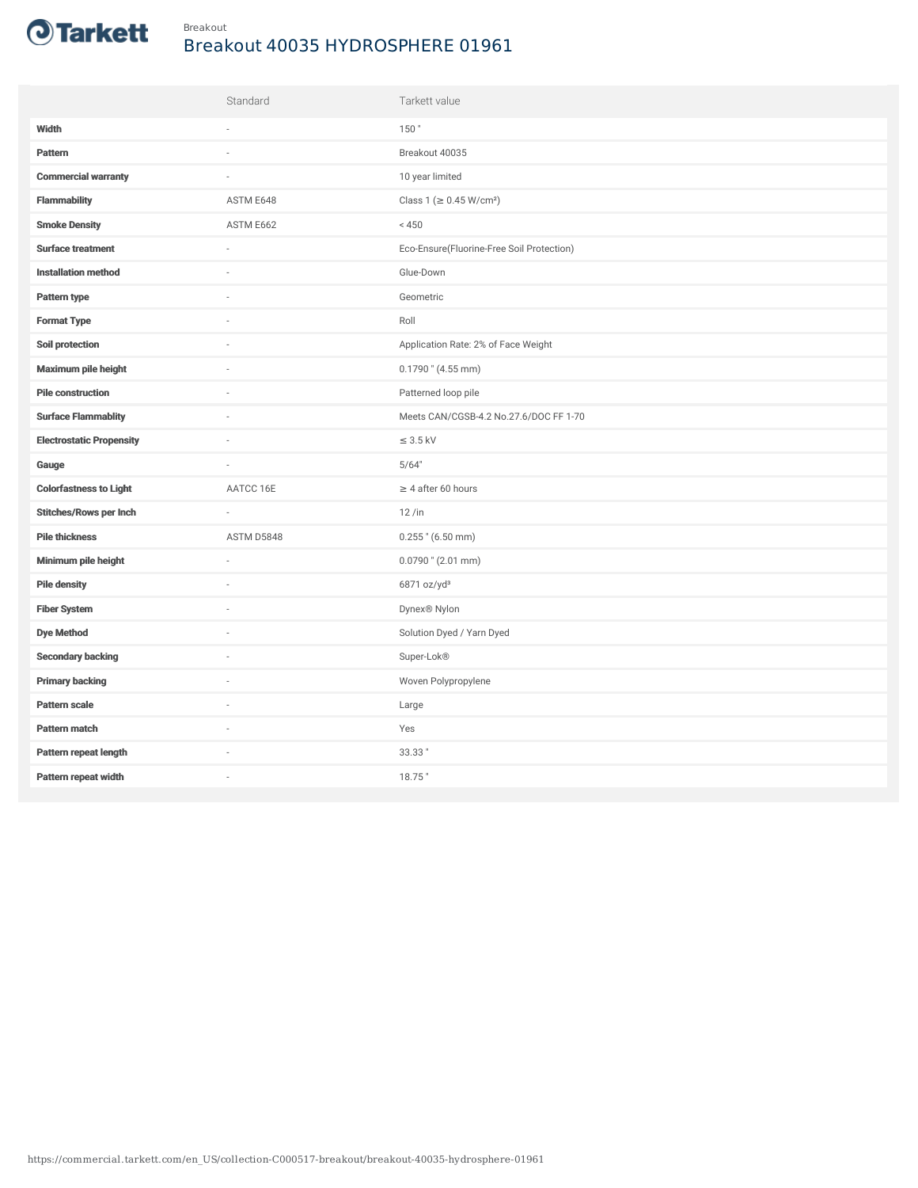Breakout

# Breakout 40035 HYDROSPHERE 01961

| | Standard | Tarkett value |
|---|---|---|
| **Width** | - | 150 " |
| **Pattern** | - | Breakout 40035 |
| **Commercial warranty** | - | 10 year limited |
| **Flammability** | ASTM E648 | Class 1 (≥ 0.45 W/cm²) |
| **Smoke Density** | ASTM E662 | < 450 |
| **Surface treatment** | - | Eco-Ensure(Fluorine-Free Soil Protection) |
| **Installation method** | - | Glue-Down |
| **Pattern type** | - | Geometric |
| **Format Type** | - | Roll |
| **Soil protection** | - | Application Rate: 2% of Face Weight |
| **Maximum pile height** | - | 0.1790 " (4.55 mm) |
| **Pile construction** | - | Patterned loop pile |
| **Surface Flammablity** | - | Meets CAN/CGSB-4.2 No.27.6/DOC FF 1-70 |
| **Electrostatic Propensity** | - | ≤ 3.5 kV |
| **Gauge** | - | 5/64" |
| **Colorfastness to Light** | AATCC 16E | ≥ 4 after 60 hours |
| **Stitches/Rows per Inch** | - | 12 /in |
| **Pile thickness** | ASTM D5848 | 0.255 " (6.50 mm) |
| **Minimum pile height** | - | 0.0790 " (2.01 mm) |
| **Pile density** | - | 6871 oz/yd³ |
| **Fiber System** | - | Dynex® Nylon |
| **Dye Method** | - | Solution Dyed / Yarn Dyed |
| **Secondary backing** | - | Super-Lok® |
| **Primary backing** | - | Woven Polypropylene |
| **Pattern scale** | - | Large |
| **Pattern match** | - | Yes |
| **Pattern repeat length** | - | 33.33 " |
| **Pattern repeat width** | - | 18.75 " |

https://commercial.tarkett.com/en_US/collection-C000517-breakout/breakout-40035-hydrosphere-01961